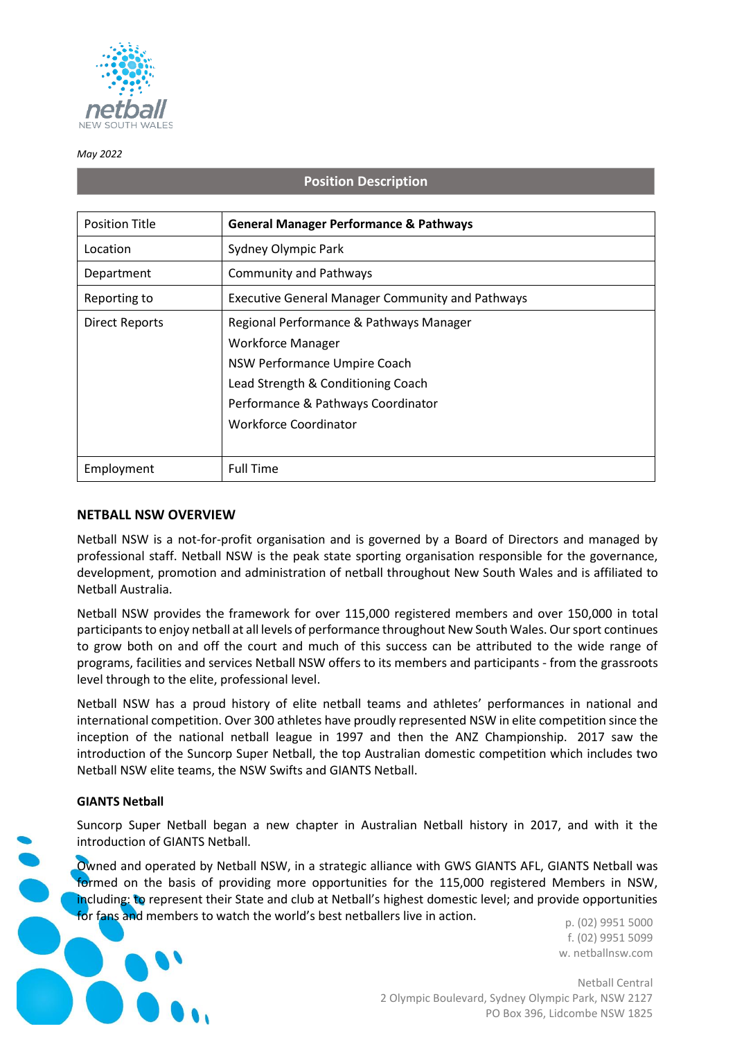*May 2022*

## Position Description

| Position Title | **General Manager Performance & Pathways** |
|---|---|
| Location | Sydney Olympic Park |
| Department | Community and Pathways |
| Reporting to | Executive General Manager Community and Pathways |
| Direct Reports | Regional Performance & Pathways Manager<br>Workforce Manager<br>NSW Performance Umpire Coach<br>Lead Strength & Conditioning Coach<br>Performance & Pathways Coordinator<br>Workforce Coordinator |
| Employment | Full Time |

### NETBALL NSW OVERVIEW

Netball NSW is a not-for-profit organisation and is governed by a Board of Directors and managed by professional staff. Netball NSW is the peak state sporting organisation responsible for the governance, development, promotion and administration of netball throughout New South Wales and is affiliated to Netball Australia.

Netball NSW provides the framework for over 115,000 registered members and over 150,000 in total participants to enjoy netball at all levels of performance throughout New South Wales. Our sport continues to grow both on and off the court and much of this success can be attributed to the wide range of programs, facilities and services Netball NSW offers to its members and participants - from the grassroots level through to the elite, professional level.

Netball NSW has a proud history of elite netball teams and athletes' performances in national and international competition. Over 300 athletes have proudly represented NSW in elite competition since the inception of the national netball league in 1997 and then the ANZ Championship. 2017 saw the introduction of the Suncorp Super Netball, the top Australian domestic competition which includes two Netball NSW elite teams, the NSW Swifts and GIANTS Netball.

#### GIANTS Netball

Suncorp Super Netball began a new chapter in Australian Netball history in 2017, and with it the introduction of GIANTS Netball.

Owned and operated by Netball NSW, in a strategic alliance with GWS GIANTS AFL, GIANTS Netball was formed on the basis of providing more opportunities for the 115,000 registered Members in NSW, including: to represent their State and club at Netball's highest domestic level; and provide opportunities for fans and members to watch the world's best netballers live in action.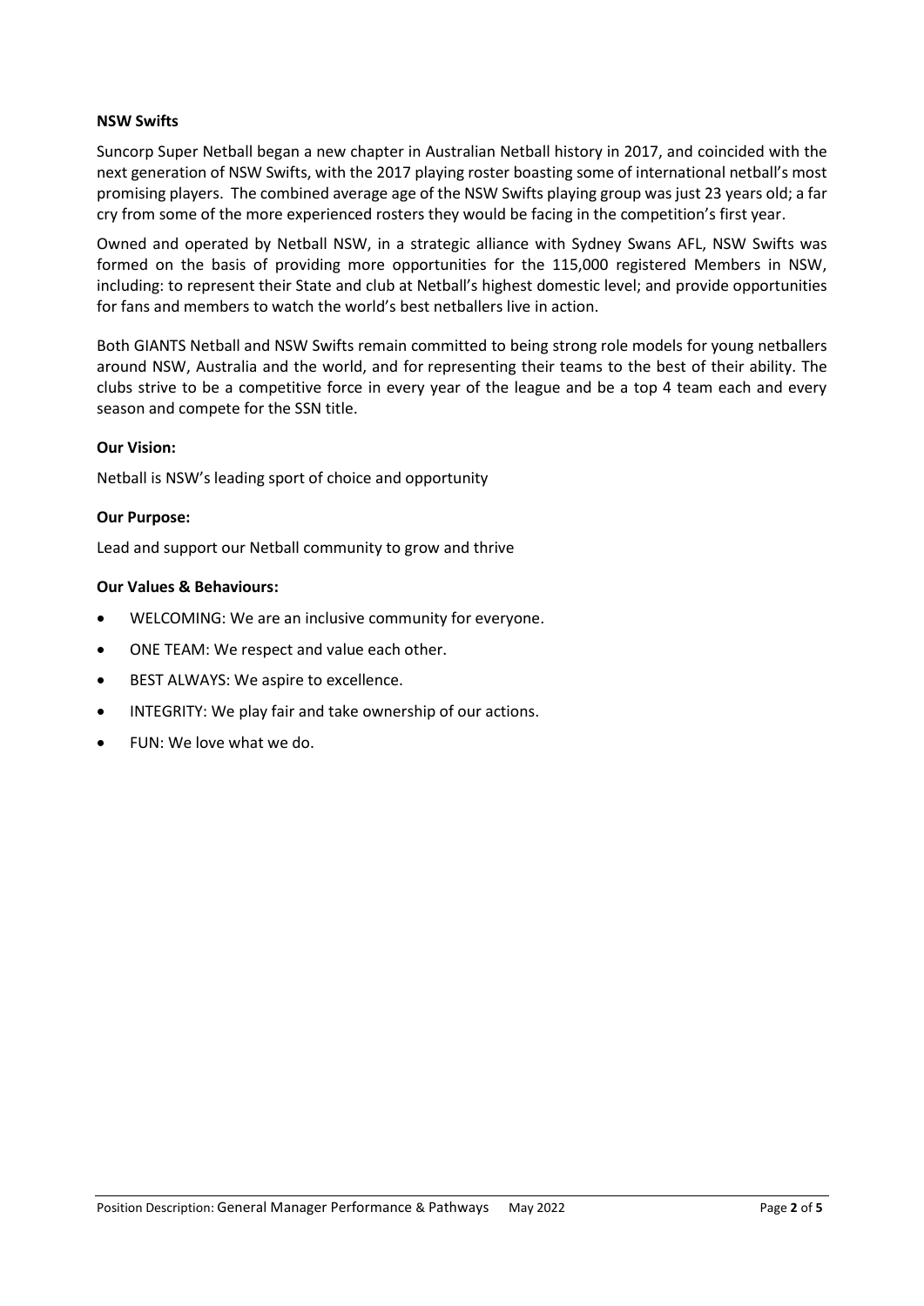**NSW Swifts**

Suncorp Super Netball began a new chapter in Australian Netball history in 2017, and coincided with the next generation of NSW Swifts, with the 2017 playing roster boasting some of international netball's most promising players. The combined average age of the NSW Swifts playing group was just 23 years old; a far cry from some of the more experienced rosters they would be facing in the competition's first year.

Owned and operated by Netball NSW, in a strategic alliance with Sydney Swans AFL, NSW Swifts was formed on the basis of providing more opportunities for the 115,000 registered Members in NSW, including: to represent their State and club at Netball's highest domestic level; and provide opportunities for fans and members to watch the world's best netballers live in action.

Both GIANTS Netball and NSW Swifts remain committed to being strong role models for young netballers around NSW, Australia and the world, and for representing their teams to the best of their ability. The clubs strive to be a competitive force in every year of the league and be a top 4 team each and every season and compete for the SSN title.

**Our Vision:**

Netball is NSW's leading sport of choice and opportunity

**Our Purpose:**

Lead and support our Netball community to grow and thrive

**Our Values & Behaviours:**

- WELCOMING: We are an inclusive community for everyone.
- ONE TEAM: We respect and value each other.
- BEST ALWAYS: We aspire to excellence.
- INTEGRITY: We play fair and take ownership of our actions.
- FUN: We love what we do.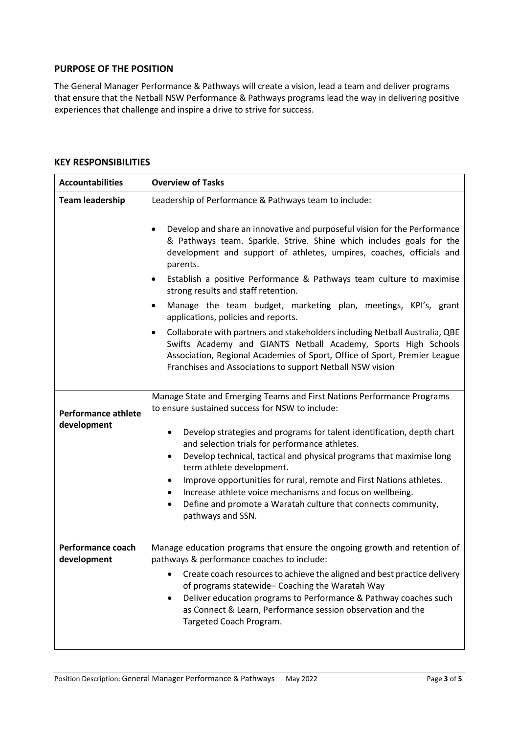## PURPOSE OF THE POSITION

The General Manager Performance & Pathways will create a vision, lead a team and deliver programs that ensure that the Netball NSW Performance & Pathways programs lead the way in delivering positive experiences that challenge and inspire a drive to strive for success.

## KEY RESPONSIBILITIES

| Accountabilities | Overview of Tasks |
|---|---|
| **Team leadership** | Leadership of Performance & Pathways team to include:<br><br>• Develop and share an innovative and purposeful vision for the Performance & Pathways team. Sparkle. Strive. Shine which includes goals for the development and support of athletes, umpires, coaches, officials and parents.<br>• Establish a positive Performance & Pathways team culture to maximise strong results and staff retention.<br>• Manage the team budget, marketing plan, meetings, KPI's, grant applications, policies and reports.<br>• Collaborate with partners and stakeholders including Netball Australia, QBE Swifts Academy and GIANTS Netball Academy, Sports High Schools Association, Regional Academies of Sport, Office of Sport, Premier League Franchises and Associations to support Netball NSW vision |
| **Performance athlete development** | Manage State and Emerging Teams and First Nations Performance Programs to ensure sustained success for NSW to include:<br><br>• Develop strategies and programs for talent identification, depth chart and selection trials for performance athletes.<br>• Develop technical, tactical and physical programs that maximise long term athlete development.<br>• Improve opportunities for rural, remote and First Nations athletes.<br>• Increase athlete voice mechanisms and focus on wellbeing.<br>• Define and promote a Waratah culture that connects community, pathways and SSN. |
| **Performance coach development** | Manage education programs that ensure the ongoing growth and retention of pathways & performance coaches to include:<br><br>• Create coach resources to achieve the aligned and best practice delivery of programs statewide– Coaching the Waratah Way<br>• Deliver education programs to Performance & Pathway coaches such as Connect & Learn, Performance session observation and the Targeted Coach Program. |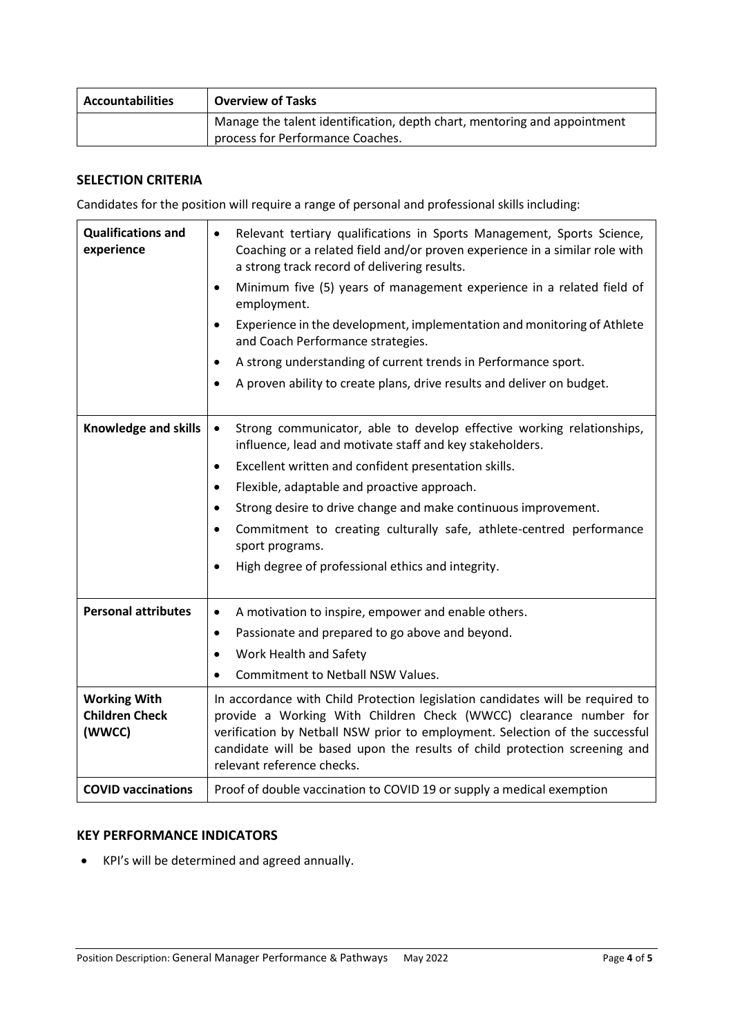| Accountabilities | Overview of Tasks |
|---|---|
| | Manage the talent identification, depth chart, mentoring and appointment process for Performance Coaches. |

## SELECTION CRITERIA

Candidates for the position will require a range of personal and professional skills including:

| | |
|---|---|
| **Qualifications and experience** | • Relevant tertiary qualifications in Sports Management, Sports Science, Coaching or a related field and/or proven experience in a similar role with a strong track record of delivering results.<br>• Minimum five (5) years of management experience in a related field of employment.<br>• Experience in the development, implementation and monitoring of Athlete and Coach Performance strategies.<br>• A strong understanding of current trends in Performance sport.<br>• A proven ability to create plans, drive results and deliver on budget. |
| **Knowledge and skills** | • Strong communicator, able to develop effective working relationships, influence, lead and motivate staff and key stakeholders.<br>• Excellent written and confident presentation skills.<br>• Flexible, adaptable and proactive approach.<br>• Strong desire to drive change and make continuous improvement.<br>• Commitment to creating culturally safe, athlete-centred performance sport programs.<br>• High degree of professional ethics and integrity. |
| **Personal attributes** | • A motivation to inspire, empower and enable others.<br>• Passionate and prepared to go above and beyond.<br>• Work Health and Safety<br>• Commitment to Netball NSW Values. |
| **Working With Children Check (WWCC)** | In accordance with Child Protection legislation candidates will be required to provide a Working With Children Check (WWCC) clearance number for verification by Netball NSW prior to employment. Selection of the successful candidate will be based upon the results of child protection screening and relevant reference checks. |
| **COVID vaccinations** | Proof of double vaccination to COVID 19 or supply a medical exemption |

## KEY PERFORMANCE INDICATORS

- KPI's will be determined and agreed annually.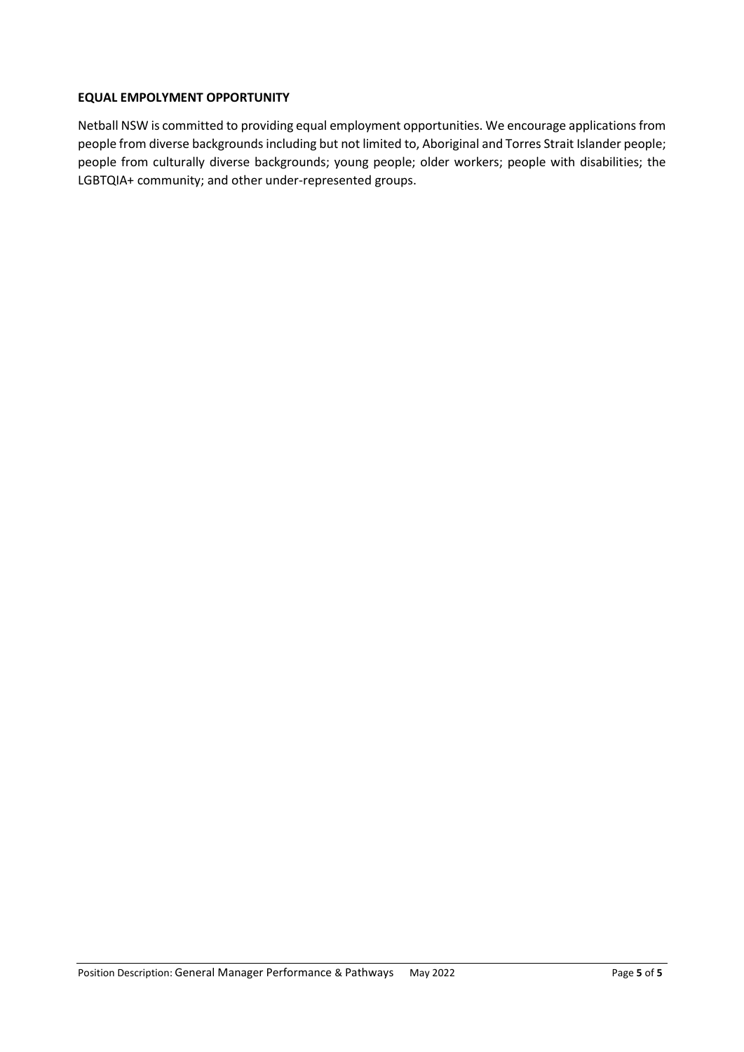**EQUAL EMPOLYMENT OPPORTUNITY**

Netball NSW is committed to providing equal employment opportunities. We encourage applications from people from diverse backgrounds including but not limited to, Aboriginal and Torres Strait Islander people; people from culturally diverse backgrounds; young people; older workers; people with disabilities; the LGBTQIA+ community; and other under-represented groups.